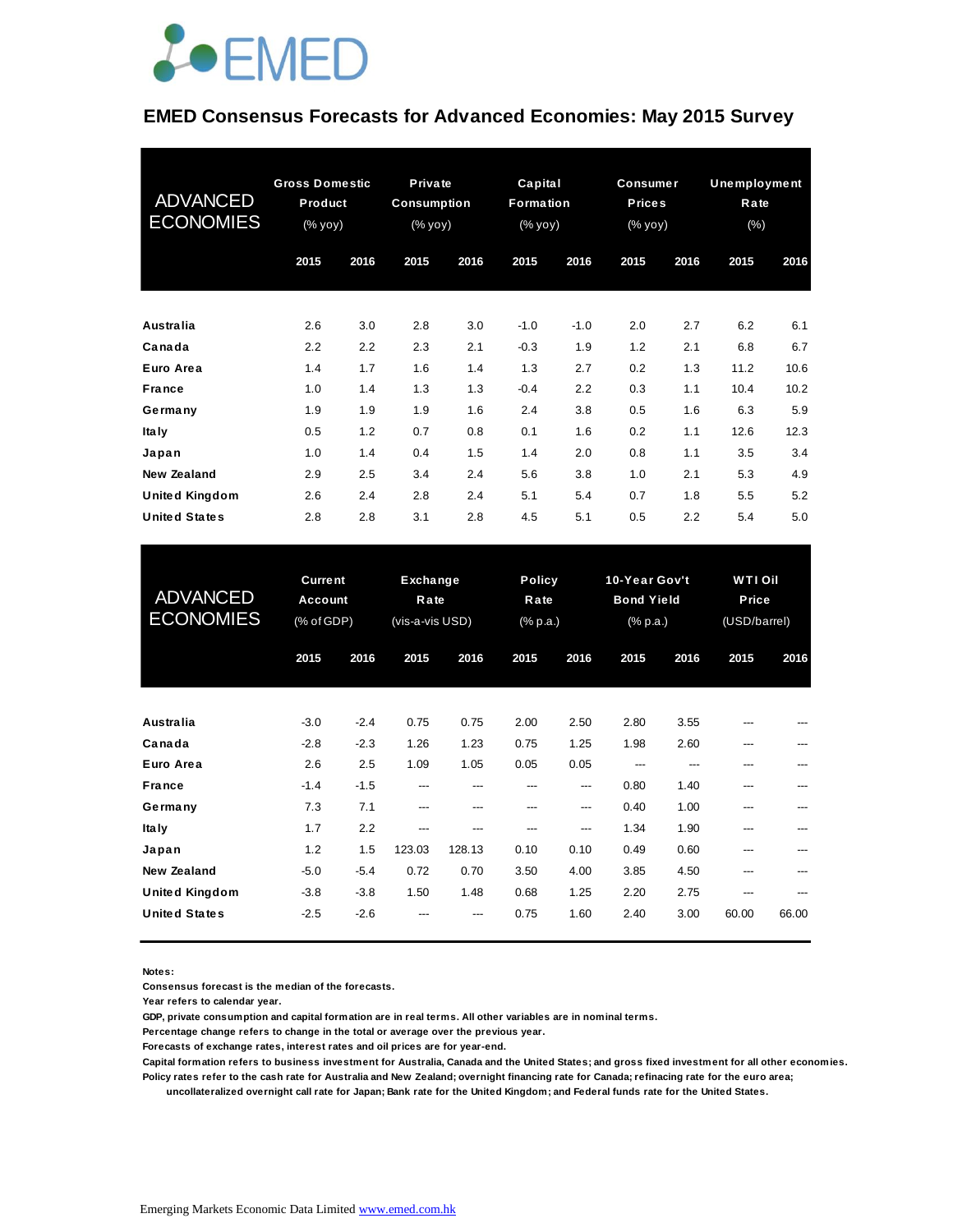# EMED

## EMED Consensus Forecasts for Advanced Economies: May 2015 Survey

| ADVANCED ECONOMIES | Gross Domestic Product (% yoy) | | Private Consumption (% yoy) | | Capital Formation (% yoy) | | Consumer Prices (% yoy) | | Unemployment Rate (%) | |
|---|---|---|---|---|---|---|---|---|---|---|
| | 2015 | 2016 | 2015 | 2016 | 2015 | 2016 | 2015 | 2016 | 2015 | 2016 |
| Australia | 2.6 | 3.0 | 2.8 | 3.0 | -1.0 | -1.0 | 2.0 | 2.7 | 6.2 | 6.1 |
| Canada | 2.2 | 2.2 | 2.3 | 2.1 | -0.3 | 1.9 | 1.2 | 2.1 | 6.8 | 6.7 |
| Euro Area | 1.4 | 1.7 | 1.6 | 1.4 | 1.3 | 2.7 | 0.2 | 1.3 | 11.2 | 10.6 |
| France | 1.0 | 1.4 | 1.3 | 1.3 | -0.4 | 2.2 | 0.3 | 1.1 | 10.4 | 10.2 |
| Germany | 1.9 | 1.9 | 1.9 | 1.6 | 2.4 | 3.8 | 0.5 | 1.6 | 6.3 | 5.9 |
| Italy | 0.5 | 1.2 | 0.7 | 0.8 | 0.1 | 1.6 | 0.2 | 1.1 | 12.6 | 12.3 |
| Japan | 1.0 | 1.4 | 0.4 | 1.5 | 1.4 | 2.0 | 0.8 | 1.1 | 3.5 | 3.4 |
| New Zealand | 2.9 | 2.5 | 3.4 | 2.4 | 5.6 | 3.8 | 1.0 | 2.1 | 5.3 | 4.9 |
| United Kingdom | 2.6 | 2.4 | 2.8 | 2.4 | 5.1 | 5.4 | 0.7 | 1.8 | 5.5 | 5.2 |
| United States | 2.8 | 2.8 | 3.1 | 2.8 | 4.5 | 5.1 | 0.5 | 2.2 | 5.4 | 5.0 |

| ADVANCED ECONOMIES | Current Account (% of GDP) | | Exchange Rate (vis-a-vis USD) | | Policy Rate (% p.a.) | | 10-Year Gov't Bond Yield (% p.a.) | | WTI Oil Price (USD/barrel) | |
|---|---|---|---|---|---|---|---|---|---|---|
| | 2015 | 2016 | 2015 | 2016 | 2015 | 2016 | 2015 | 2016 | 2015 | 2016 |
| Australia | -3.0 | -2.4 | 0.75 | 0.75 | 2.00 | 2.50 | 2.80 | 3.55 | --- | --- |
| Canada | -2.8 | -2.3 | 1.26 | 1.23 | 0.75 | 1.25 | 1.98 | 2.60 | --- | --- |
| Euro Area | 2.6 | 2.5 | 1.09 | 1.05 | 0.05 | 0.05 | --- | --- | --- | --- |
| France | -1.4 | -1.5 | --- | --- | --- | --- | 0.80 | 1.40 | --- | --- |
| Germany | 7.3 | 7.1 | --- | --- | --- | --- | 0.40 | 1.00 | --- | --- |
| Italy | 1.7 | 2.2 | --- | --- | --- | --- | 1.34 | 1.90 | --- | --- |
| Japan | 1.2 | 1.5 | 123.03 | 128.13 | 0.10 | 0.10 | 0.49 | 0.60 | --- | --- |
| New Zealand | -5.0 | -5.4 | 0.72 | 0.70 | 3.50 | 4.00 | 3.85 | 4.50 | --- | --- |
| United Kingdom | -3.8 | -3.8 | 1.50 | 1.48 | 0.68 | 1.25 | 2.20 | 2.75 | --- | --- |
| United States | -2.5 | -2.6 | --- | --- | 0.75 | 1.60 | 2.40 | 3.00 | 60.00 | 66.00 |

**Notes:**

Consensus forecast is the median of the forecasts.

Year refers to calendar year.

GDP, private consumption and capital formation are in real terms. All other variables are in nominal terms.

Percentage change refers to change in the total or average over the previous year.

Forecasts of exchange rates, interest rates and oil prices are for year-end.

Capital formation refers to business investment for Australia, Canada and the United States; and gross fixed investment for all other economies.

Policy rates refer to the cash rate for Australia and New Zealand; overnight financing rate for Canada; refinacing rate for the euro area; uncollateralized overnight call rate for Japan; Bank rate for the United Kingdom; and Federal funds rate for the United States.

Emerging Markets Economic Data Limited [www.emed.com.hk](www.emed.com.hk)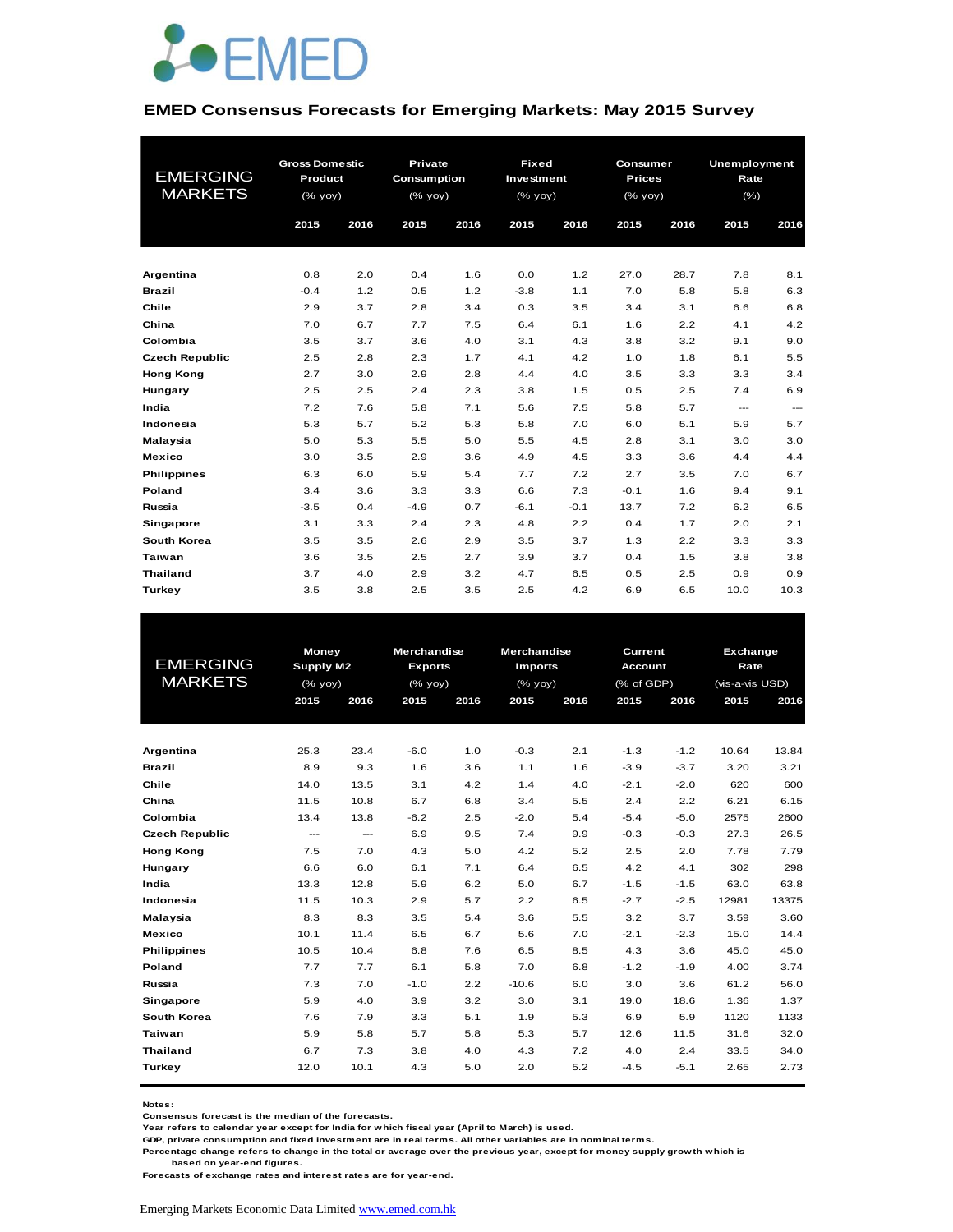# EMED Consensus Forecasts for Emerging Markets: May 2015 Survey

| EMERGING MARKETS | Gross Domestic Product (% yoy) | | Private Consumption (% yoy) | | Fixed Investment (% yoy) | | Consumer Prices (% yoy) | | Unemployment Rate (%) | |
|---|---|---|---|---|---|---|---|---|---|---|
| | 2015 | 2016 | 2015 | 2016 | 2015 | 2016 | 2015 | 2016 | 2015 | 2016 |
| **Argentina** | 0.8 | 2.0 | 0.4 | 1.6 | 0.0 | 1.2 | 27.0 | 28.7 | 7.8 | 8.1 |
| **Brazil** | -0.4 | 1.2 | 0.5 | 1.2 | -3.8 | 1.1 | 7.0 | 5.8 | 5.8 | 6.3 |
| **Chile** | 2.9 | 3.7 | 2.8 | 3.4 | 0.3 | 3.5 | 3.4 | 3.1 | 6.6 | 6.8 |
| **China** | 7.0 | 6.7 | 7.7 | 7.5 | 6.4 | 6.1 | 1.6 | 2.2 | 4.1 | 4.2 |
| **Colombia** | 3.5 | 3.7 | 3.6 | 4.0 | 3.1 | 4.3 | 3.8 | 3.2 | 9.1 | 9.0 |
| **Czech Republic** | 2.5 | 2.8 | 2.3 | 1.7 | 4.1 | 4.2 | 1.0 | 1.8 | 6.1 | 5.5 |
| **Hong Kong** | 2.7 | 3.0 | 2.9 | 2.8 | 4.4 | 4.0 | 3.5 | 3.3 | 3.3 | 3.4 |
| **Hungary** | 2.5 | 2.5 | 2.4 | 2.3 | 3.8 | 1.5 | 0.5 | 2.5 | 7.4 | 6.9 |
| **India** | 7.2 | 7.6 | 5.8 | 7.1 | 5.6 | 7.5 | 5.8 | 5.7 | --- | --- |
| **Indonesia** | 5.3 | 5.7 | 5.2 | 5.3 | 5.8 | 7.0 | 6.0 | 5.1 | 5.9 | 5.7 |
| **Malaysia** | 5.0 | 5.3 | 5.5 | 5.0 | 5.5 | 4.5 | 2.8 | 3.1 | 3.0 | 3.0 |
| **Mexico** | 3.0 | 3.5 | 2.9 | 3.6 | 4.9 | 4.5 | 3.3 | 3.6 | 4.4 | 4.4 |
| **Philippines** | 6.3 | 6.0 | 5.9 | 5.4 | 7.7 | 7.2 | 2.7 | 3.5 | 7.0 | 6.7 |
| **Poland** | 3.4 | 3.6 | 3.3 | 3.3 | 6.6 | 7.3 | -0.1 | 1.6 | 9.4 | 9.1 |
| **Russia** | -3.5 | 0.4 | -4.9 | 0.7 | -6.1 | -0.1 | 13.7 | 7.2 | 6.2 | 6.5 |
| **Singapore** | 3.1 | 3.3 | 2.4 | 2.3 | 4.8 | 2.2 | 0.4 | 1.7 | 2.0 | 2.1 |
| **South Korea** | 3.5 | 3.5 | 2.6 | 2.9 | 3.5 | 3.7 | 1.3 | 2.2 | 3.3 | 3.3 |
| **Taiwan** | 3.6 | 3.5 | 2.5 | 2.7 | 3.9 | 3.7 | 0.4 | 1.5 | 3.8 | 3.8 |
| **Thailand** | 3.7 | 4.0 | 2.9 | 3.2 | 4.7 | 6.5 | 0.5 | 2.5 | 0.9 | 0.9 |
| **Turkey** | 3.5 | 3.8 | 2.5 | 3.5 | 2.5 | 4.2 | 6.9 | 6.5 | 10.0 | 10.3 |

| EMERGING MARKETS | Money Supply M2 (% yoy) | | Merchandise Exports (% yoy) | | Merchandise Imports (% yoy) | | Current Account (% of GDP) | | Exchange Rate (vis-a-vis USD) | |
|---|---|---|---|---|---|---|---|---|---|---|
| | 2015 | 2016 | 2015 | 2016 | 2015 | 2016 | 2015 | 2016 | 2015 | 2016 |
| **Argentina** | 25.3 | 23.4 | -6.0 | 1.0 | -0.3 | 2.1 | -1.3 | -1.2 | 10.64 | 13.84 |
| **Brazil** | 8.9 | 9.3 | 1.6 | 3.6 | 1.1 | 1.6 | -3.9 | -3.7 | 3.20 | 3.21 |
| **Chile** | 14.0 | 13.5 | 3.1 | 4.2 | 1.4 | 4.0 | -2.1 | -2.0 | 620 | 600 |
| **China** | 11.5 | 10.8 | 6.7 | 6.8 | 3.4 | 5.5 | 2.4 | 2.2 | 6.21 | 6.15 |
| **Colombia** | 13.4 | 13.8 | -6.2 | 2.5 | -2.0 | 5.4 | -5.4 | -5.0 | 2575 | 2600 |
| **Czech Republic** | --- | --- | 6.9 | 9.5 | 7.4 | 9.9 | -0.3 | -0.3 | 27.3 | 26.5 |
| **Hong Kong** | 7.5 | 7.0 | 4.3 | 5.0 | 4.2 | 5.2 | 2.5 | 2.0 | 7.78 | 7.79 |
| **Hungary** | 6.6 | 6.0 | 6.1 | 7.1 | 6.4 | 6.5 | 4.2 | 4.1 | 302 | 298 |
| **India** | 13.3 | 12.8 | 5.9 | 6.2 | 5.0 | 6.7 | -1.5 | -1.5 | 63.0 | 63.8 |
| **Indonesia** | 11.5 | 10.3 | 2.9 | 5.7 | 2.2 | 6.5 | -2.7 | -2.5 | 12981 | 13375 |
| **Malaysia** | 8.3 | 8.3 | 3.5 | 5.4 | 3.6 | 5.5 | 3.2 | 3.7 | 3.59 | 3.60 |
| **Mexico** | 10.1 | 11.4 | 6.5 | 6.7 | 5.6 | 7.0 | -2.1 | -2.3 | 15.0 | 14.4 |
| **Philippines** | 10.5 | 10.4 | 6.8 | 7.6 | 6.5 | 8.5 | 4.3 | 3.6 | 45.0 | 45.0 |
| **Poland** | 7.7 | 7.7 | 6.1 | 5.8 | 7.0 | 6.8 | -1.2 | -1.9 | 4.00 | 3.74 |
| **Russia** | 7.3 | 7.0 | -1.0 | 2.2 | -10.6 | 6.0 | 3.0 | 3.6 | 61.2 | 56.0 |
| **Singapore** | 5.9 | 4.0 | 3.9 | 3.2 | 3.0 | 3.1 | 19.0 | 18.6 | 1.36 | 1.37 |
| **South Korea** | 7.6 | 7.9 | 3.3 | 5.1 | 1.9 | 5.3 | 6.9 | 5.9 | 1120 | 1133 |
| **Taiwan** | 5.9 | 5.8 | 5.7 | 5.8 | 5.3 | 5.7 | 12.6 | 11.5 | 31.6 | 32.0 |
| **Thailand** | 6.7 | 7.3 | 3.8 | 4.0 | 4.3 | 7.2 | 4.0 | 2.4 | 33.5 | 34.0 |
| **Turkey** | 12.0 | 10.1 | 4.3 | 5.0 | 2.0 | 5.2 | -4.5 | -5.1 | 2.65 | 2.73 |

**Notes:**
**Consensus forecast is the median of the forecasts.**
**Year refers to calendar year except for India for which fiscal year (April to March) is used.**
**GDP, private consumption and fixed investment are in real terms. All other variables are in nominal terms.**
**Percentage change refers to change in the total or average over the previous year, except for money supply growth which is based on year-end figures.**
**Forecasts of exchange rates and interest rates are for year-end.**

Emerging Markets Economic Data Limited www.emed.com.hk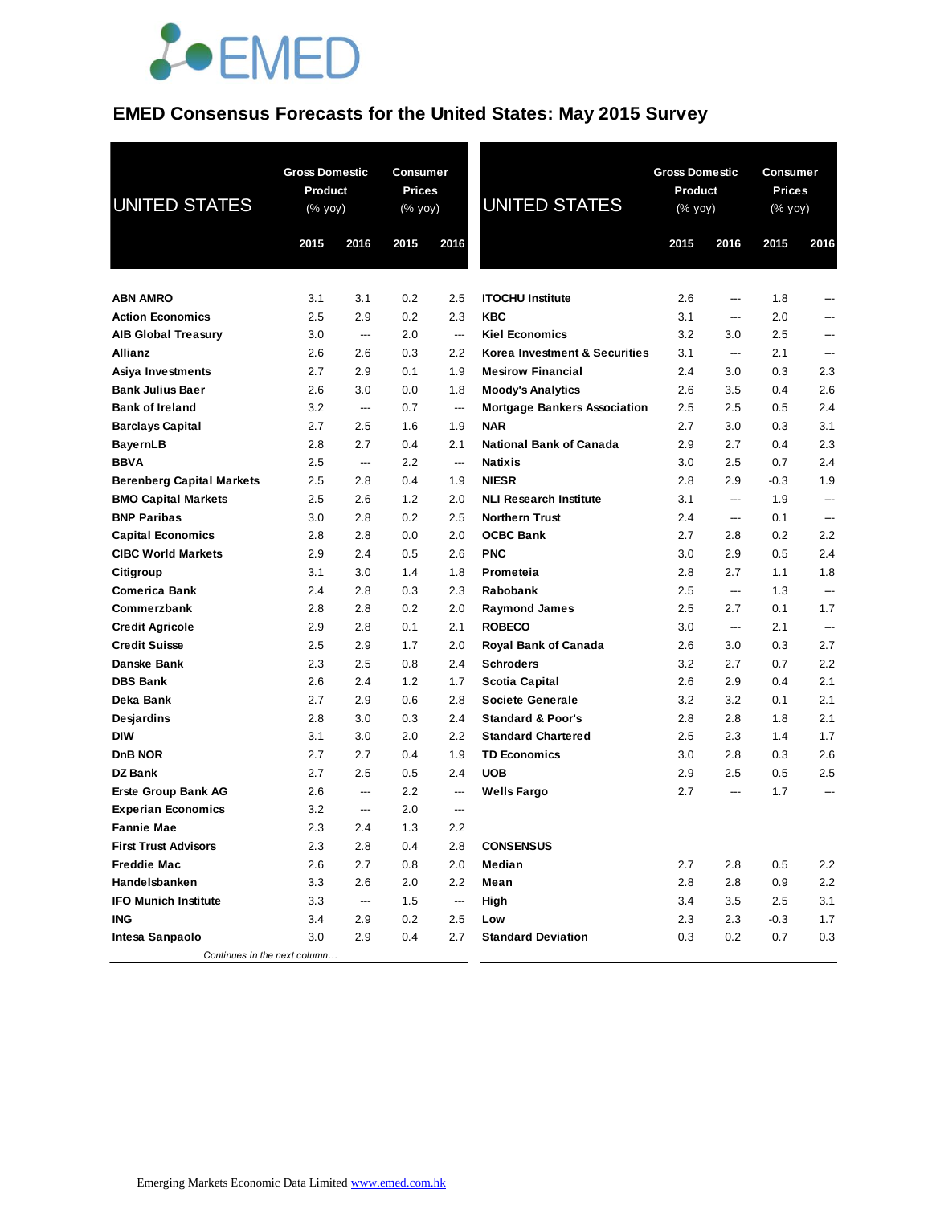# EMED

## EMED Consensus Forecasts for the United States: May 2015 Survey

| UNITED STATES | Gross Domestic Product (% yoy) | | Consumer Prices (% yoy) | |
|---|---|---|---|---|
| | 2015 | 2016 | 2015 | 2016 |
| **ABN AMRO** | 3.1 | 3.1 | 0.2 | 2.5 |
| **Action Economics** | 2.5 | 2.9 | 0.2 | 2.3 |
| **AIB Global Treasury** | 3.0 | --- | 2.0 | --- |
| **Allianz** | 2.6 | 2.6 | 0.3 | 2.2 |
| **Asiya Investments** | 2.7 | 2.9 | 0.1 | 1.9 |
| **Bank Julius Baer** | 2.6 | 3.0 | 0.0 | 1.8 |
| **Bank of Ireland** | 3.2 | --- | 0.7 | --- |
| **Barclays Capital** | 2.7 | 2.5 | 1.6 | 1.9 |
| **BayernLB** | 2.8 | 2.7 | 0.4 | 2.1 |
| **BBVA** | 2.5 | --- | 2.2 | --- |
| **Berenberg Capital Markets** | 2.5 | 2.8 | 0.4 | 1.9 |
| **BMO Capital Markets** | 2.5 | 2.6 | 1.2 | 2.0 |
| **BNP Paribas** | 3.0 | 2.8 | 0.2 | 2.5 |
| **Capital Economics** | 2.8 | 2.8 | 0.0 | 2.0 |
| **CIBC World Markets** | 2.9 | 2.4 | 0.5 | 2.6 |
| **Citigroup** | 3.1 | 3.0 | 1.4 | 1.8 |
| **Comerica Bank** | 2.4 | 2.8 | 0.3 | 2.3 |
| **Commerzbank** | 2.8 | 2.8 | 0.2 | 2.0 |
| **Credit Agricole** | 2.9 | 2.8 | 0.1 | 2.1 |
| **Credit Suisse** | 2.5 | 2.9 | 1.7 | 2.0 |
| **Danske Bank** | 2.3 | 2.5 | 0.8 | 2.4 |
| **DBS Bank** | 2.6 | 2.4 | 1.2 | 1.7 |
| **Deka Bank** | 2.7 | 2.9 | 0.6 | 2.8 |
| **Desjardins** | 2.8 | 3.0 | 0.3 | 2.4 |
| **DIW** | 3.1 | 3.0 | 2.0 | 2.2 |
| **DnB NOR** | 2.7 | 2.7 | 0.4 | 1.9 |
| **DZ Bank** | 2.7 | 2.5 | 0.5 | 2.4 |
| **Erste Group Bank AG** | 2.6 | --- | 2.2 | --- |
| **Experian Economics** | 3.2 | --- | 2.0 | --- |
| **Fannie Mae** | 2.3 | 2.4 | 1.3 | 2.2 |
| **First Trust Advisors** | 2.3 | 2.8 | 0.4 | 2.8 |
| **Freddie Mac** | 2.6 | 2.7 | 0.8 | 2.0 |
| **Handelsbanken** | 3.3 | 2.6 | 2.0 | 2.2 |
| **IFO Munich Institute** | 3.3 | --- | 1.5 | --- |
| **ING** | 3.4 | 2.9 | 0.2 | 2.5 |
| **Intesa Sanpaolo** | 3.0 | 2.9 | 0.4 | 2.7 |
| **ITOCHU Institute** | 2.6 | --- | 1.8 | --- |
| **KBC** | 3.1 | --- | 2.0 | --- |
| **Kiel Economics** | 3.2 | 3.0 | 2.5 | --- |
| **Korea Investment & Securities** | 3.1 | --- | 2.1 | --- |
| **Mesirow Financial** | 2.4 | 3.0 | 0.3 | 2.3 |
| **Moody's Analytics** | 2.6 | 3.5 | 0.4 | 2.6 |
| **Mortgage Bankers Association** | 2.5 | 2.5 | 0.5 | 2.4 |
| **NAR** | 2.7 | 3.0 | 0.3 | 3.1 |
| **National Bank of Canada** | 2.9 | 2.7 | 0.4 | 2.3 |
| **Natixis** | 3.0 | 2.5 | 0.7 | 2.4 |
| **NIESR** | 2.8 | 2.9 | -0.3 | 1.9 |
| **NLI Research Institute** | 3.1 | --- | 1.9 | --- |
| **Northern Trust** | 2.4 | --- | 0.1 | --- |
| **OCBC Bank** | 2.7 | 2.8 | 0.2 | 2.2 |
| **PNC** | 3.0 | 2.9 | 0.5 | 2.4 |
| **Prometeia** | 2.8 | 2.7 | 1.1 | 1.8 |
| **Rabobank** | 2.5 | --- | 1.3 | --- |
| **Raymond James** | 2.5 | 2.7 | 0.1 | 1.7 |
| **ROBECO** | 3.0 | --- | 2.1 | --- |
| **Royal Bank of Canada** | 2.6 | 3.0 | 0.3 | 2.7 |
| **Schroders** | 3.2 | 2.7 | 0.7 | 2.2 |
| **Scotia Capital** | 2.6 | 2.9 | 0.4 | 2.1 |
| **Societe Generale** | 3.2 | 3.2 | 0.1 | 2.1 |
| **Standard & Poor's** | 2.8 | 2.8 | 1.8 | 2.1 |
| **Standard Chartered** | 2.5 | 2.3 | 1.4 | 1.7 |
| **TD Economics** | 3.0 | 2.8 | 0.3 | 2.6 |
| **UOB** | 2.9 | 2.5 | 0.5 | 2.5 |
| **Wells Fargo** | 2.7 | --- | 1.7 | --- |
| **CONSENSUS** | | | | |
| **Median** | 2.7 | 2.8 | 0.5 | 2.2 |
| **Mean** | 2.8 | 2.8 | 0.9 | 2.2 |
| **High** | 3.4 | 3.5 | 2.5 | 3.1 |
| **Low** | 2.3 | 2.3 | -0.3 | 1.7 |
| **Standard Deviation** | 0.3 | 0.2 | 0.7 | 0.3 |

*Continues in the next column…*

Emerging Markets Economic Data Limited www.emed.com.hk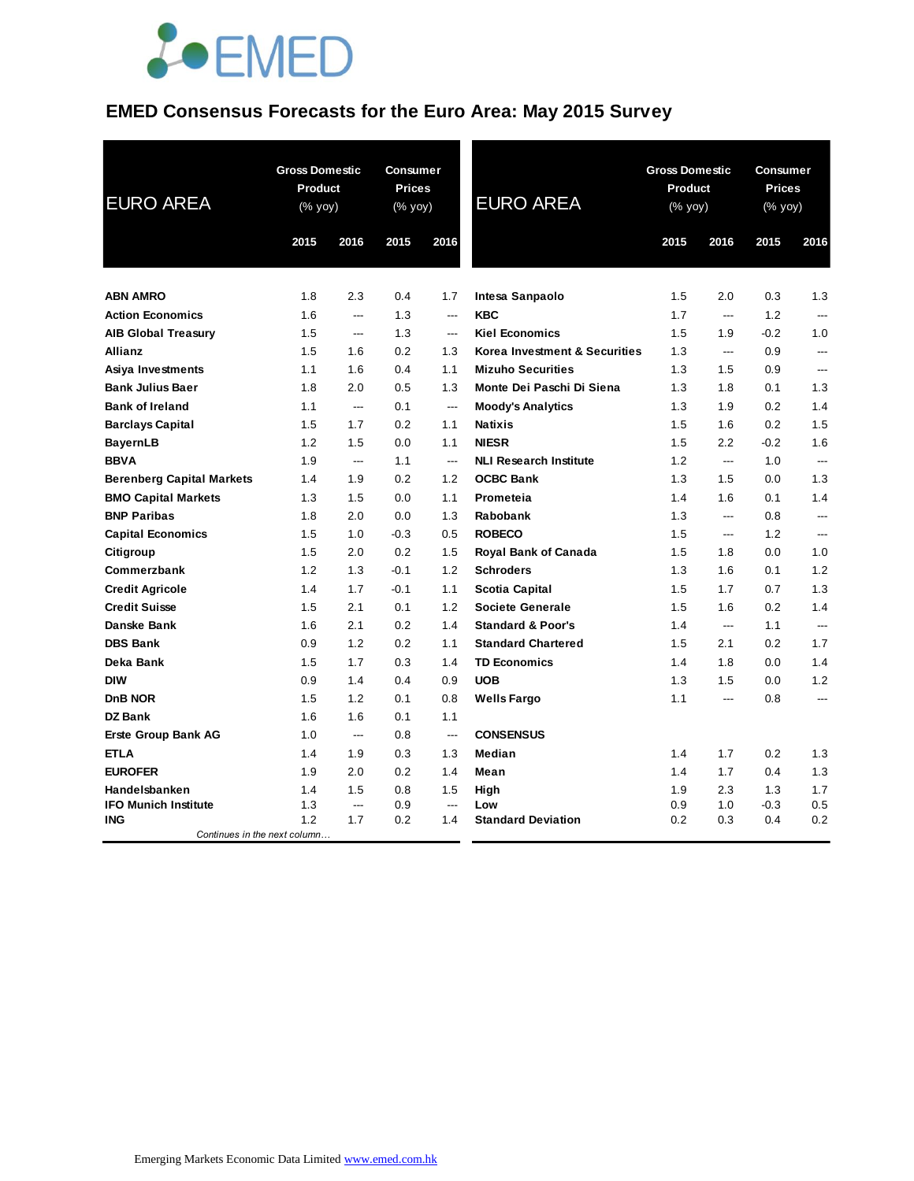# EMED Consensus Forecasts for the Euro Area: May 2015 Survey

| EURO AREA | Gross Domestic Product (% yoy) | | Consumer Prices (% yoy) | |
|---|---|---|---|---|
| | 2015 | 2016 | 2015 | 2016 |
| **ABN AMRO** | 1.8 | 2.3 | 0.4 | 1.7 |
| **Action Economics** | 1.6 | --- | 1.3 | --- |
| **AIB Global Treasury** | 1.5 | --- | 1.3 | --- |
| **Allianz** | 1.5 | 1.6 | 0.2 | 1.3 |
| **Asiya Investments** | 1.1 | 1.6 | 0.4 | 1.1 |
| **Bank Julius Baer** | 1.8 | 2.0 | 0.5 | 1.3 |
| **Bank of Ireland** | 1.1 | --- | 0.1 | --- |
| **Barclays Capital** | 1.5 | 1.7 | 0.2 | 1.1 |
| **BayernLB** | 1.2 | 1.5 | 0.0 | 1.1 |
| **BBVA** | 1.9 | --- | 1.1 | --- |
| **Berenberg Capital Markets** | 1.4 | 1.9 | 0.2 | 1.2 |
| **BMO Capital Markets** | 1.3 | 1.5 | 0.0 | 1.1 |
| **BNP Paribas** | 1.8 | 2.0 | 0.0 | 1.3 |
| **Capital Economics** | 1.5 | 1.0 | -0.3 | 0.5 |
| **Citigroup** | 1.5 | 2.0 | 0.2 | 1.5 |
| **Commerzbank** | 1.2 | 1.3 | -0.1 | 1.2 |
| **Credit Agricole** | 1.4 | 1.7 | -0.1 | 1.1 |
| **Credit Suisse** | 1.5 | 2.1 | 0.1 | 1.2 |
| **Danske Bank** | 1.6 | 2.1 | 0.2 | 1.4 |
| **DBS Bank** | 0.9 | 1.2 | 0.2 | 1.1 |
| **Deka Bank** | 1.5 | 1.7 | 0.3 | 1.4 |
| **DIW** | 0.9 | 1.4 | 0.4 | 0.9 |
| **DnB NOR** | 1.5 | 1.2 | 0.1 | 0.8 |
| **DZ Bank** | 1.6 | 1.6 | 0.1 | 1.1 |
| **Erste Group Bank AG** | 1.0 | --- | 0.8 | --- |
| **ETLA** | 1.4 | 1.9 | 0.3 | 1.3 |
| **EUROFER** | 1.9 | 2.0 | 0.2 | 1.4 |
| **Handelsbanken** | 1.4 | 1.5 | 0.8 | 1.5 |
| **IFO Munich Institute** | 1.3 | --- | 0.9 | --- |
| **ING** | 1.2 | 1.7 | 0.2 | 1.4 |

*Continues in the next column…*

| EURO AREA | Gross Domestic Product (% yoy) | | Consumer Prices (% yoy) | |
|---|---|---|---|---|
| | 2015 | 2016 | 2015 | 2016 |
| **Intesa Sanpaolo** | 1.5 | 2.0 | 0.3 | 1.3 |
| **KBC** | 1.7 | --- | 1.2 | --- |
| **Kiel Economics** | 1.5 | 1.9 | -0.2 | 1.0 |
| **Korea Investment & Securities** | 1.3 | --- | 0.9 | --- |
| **Mizuho Securities** | 1.3 | 1.5 | 0.9 | --- |
| **Monte Dei Paschi Di Siena** | 1.3 | 1.8 | 0.1 | 1.3 |
| **Moody's Analytics** | 1.3 | 1.9 | 0.2 | 1.4 |
| **Natixis** | 1.5 | 1.6 | 0.2 | 1.5 |
| **NIESR** | 1.5 | 2.2 | -0.2 | 1.6 |
| **NLI Research Institute** | 1.2 | --- | 1.0 | --- |
| **OCBC Bank** | 1.3 | 1.5 | 0.0 | 1.3 |
| **Prometeia** | 1.4 | 1.6 | 0.1 | 1.4 |
| **Rabobank** | 1.3 | --- | 0.8 | --- |
| **ROBECO** | 1.5 | --- | 1.2 | --- |
| **Royal Bank of Canada** | 1.5 | 1.8 | 0.0 | 1.0 |
| **Schroders** | 1.3 | 1.6 | 0.1 | 1.2 |
| **Scotia Capital** | 1.5 | 1.7 | 0.7 | 1.3 |
| **Societe Generale** | 1.5 | 1.6 | 0.2 | 1.4 |
| **Standard & Poor's** | 1.4 | --- | 1.1 | --- |
| **Standard Chartered** | 1.5 | 2.1 | 0.2 | 1.7 |
| **TD Economics** | 1.4 | 1.8 | 0.0 | 1.4 |
| **UOB** | 1.3 | 1.5 | 0.0 | 1.2 |
| **Wells Fargo** | 1.1 | --- | 0.8 | --- |
| | | | | |
| **CONSENSUS** | | | | |
| **Median** | 1.4 | 1.7 | 0.2 | 1.3 |
| **Mean** | 1.4 | 1.7 | 0.4 | 1.3 |
| **High** | 1.9 | 2.3 | 1.3 | 1.7 |
| **Low** | 0.9 | 1.0 | -0.3 | 0.5 |
| **Standard Deviation** | 0.2 | 0.3 | 0.4 | 0.2 |

Emerging Markets Economic Data Limited www.emed.com.hk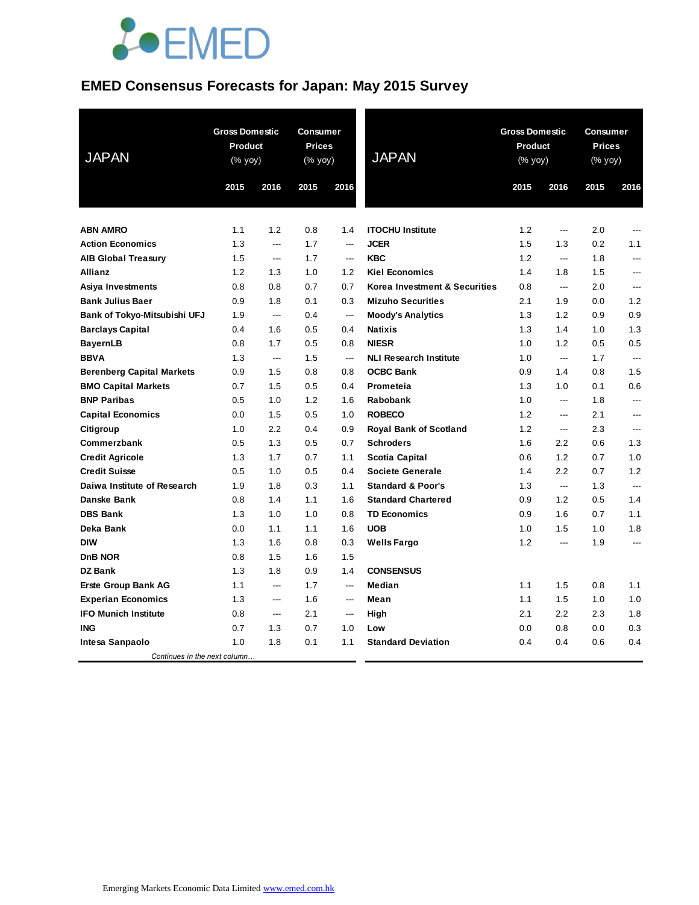EMED

# EMED Consensus Forecasts for Japan: May 2015 Survey

| JAPAN | Gross Domestic Product (% yoy) | | Consumer Prices (% yoy) | |
|---|---|---|---|---|
| | 2015 | 2016 | 2015 | 2016 |
| **ABN AMRO** | 1.1 | 1.2 | 0.8 | 1.4 |
| **Action Economics** | 1.3 | --- | 1.7 | --- |
| **AIB Global Treasury** | 1.5 | --- | 1.7 | --- |
| **Allianz** | 1.2 | 1.3 | 1.0 | 1.2 |
| **Asiya Investments** | 0.8 | 0.8 | 0.7 | 0.7 |
| **Bank Julius Baer** | 0.9 | 1.8 | 0.1 | 0.3 |
| **Bank of Tokyo-Mitsubishi UFJ** | 1.9 | --- | 0.4 | --- |
| **Barclays Capital** | 0.4 | 1.6 | 0.5 | 0.4 |
| **BayernLB** | 0.8 | 1.7 | 0.5 | 0.8 |
| **BBVA** | 1.3 | --- | 1.5 | --- |
| **Berenberg Capital Markets** | 0.9 | 1.5 | 0.8 | 0.8 |
| **BMO Capital Markets** | 0.7 | 1.5 | 0.5 | 0.4 |
| **BNP Paribas** | 0.5 | 1.0 | 1.2 | 1.6 |
| **Capital Economics** | 0.0 | 1.5 | 0.5 | 1.0 |
| **Citigroup** | 1.0 | 2.2 | 0.4 | 0.9 |
| **Commerzbank** | 0.5 | 1.3 | 0.5 | 0.7 |
| **Credit Agricole** | 1.3 | 1.7 | 0.7 | 1.1 |
| **Credit Suisse** | 0.5 | 1.0 | 0.5 | 0.4 |
| **Daiwa Institute of Research** | 1.9 | 1.8 | 0.3 | 1.1 |
| **Danske Bank** | 0.8 | 1.4 | 1.1 | 1.6 |
| **DBS Bank** | 1.3 | 1.0 | 1.0 | 0.8 |
| **Deka Bank** | 0.0 | 1.1 | 1.1 | 1.6 |
| **DIW** | 1.3 | 1.6 | 0.8 | 0.3 |
| **DnB NOR** | 0.8 | 1.5 | 1.6 | 1.5 |
| **DZ Bank** | 1.3 | 1.8 | 0.9 | 1.4 |
| **Erste Group Bank AG** | 1.1 | --- | 1.7 | --- |
| **Experian Economics** | 1.3 | --- | 1.6 | --- |
| **IFO Munich Institute** | 0.8 | --- | 2.1 | --- |
| **ING** | 0.7 | 1.3 | 0.7 | 1.0 |
| **Intesa Sanpaolo** | 1.0 | 1.8 | 0.1 | 1.1 |
| **ITOCHU Institute** | 1.2 | --- | 2.0 | --- |
| **JCER** | 1.5 | 1.3 | 0.2 | 1.1 |
| **KBC** | 1.2 | --- | 1.8 | --- |
| **Kiel Economics** | 1.4 | 1.8 | 1.5 | --- |
| **Korea Investment & Securities** | 0.8 | --- | 2.0 | --- |
| **Mizuho Securities** | 2.1 | 1.9 | 0.0 | 1.2 |
| **Moody's Analytics** | 1.3 | 1.2 | 0.9 | 0.9 |
| **Natixis** | 1.3 | 1.4 | 1.0 | 1.3 |
| **NIESR** | 1.0 | 1.2 | 0.5 | 0.5 |
| **NLI Research Institute** | 1.0 | --- | 1.7 | --- |
| **OCBC Bank** | 0.9 | 1.4 | 0.8 | 1.5 |
| **Prometeia** | 1.3 | 1.0 | 0.1 | 0.6 |
| **Rabobank** | 1.0 | --- | 1.8 | --- |
| **ROBECO** | 1.2 | --- | 2.1 | --- |
| **Royal Bank of Scotland** | 1.2 | --- | 2.3 | --- |
| **Schroders** | 1.6 | 2.2 | 0.6 | 1.3 |
| **Scotia Capital** | 0.6 | 1.2 | 0.7 | 1.0 |
| **Societe Generale** | 1.4 | 2.2 | 0.7 | 1.2 |
| **Standard & Poor's** | 1.3 | --- | 1.3 | --- |
| **Standard Chartered** | 0.9 | 1.2 | 0.5 | 1.4 |
| **TD Economics** | 0.9 | 1.6 | 0.7 | 1.1 |
| **UOB** | 1.0 | 1.5 | 1.0 | 1.8 |
| **Wells Fargo** | 1.2 | --- | 1.9 | --- |
| **CONSENSUS** | | | | |
| **Median** | 1.1 | 1.5 | 0.8 | 1.1 |
| **Mean** | 1.1 | 1.5 | 1.0 | 1.0 |
| **High** | 2.1 | 2.2 | 2.3 | 1.8 |
| **Low** | 0.0 | 0.8 | 0.0 | 0.3 |
| **Standard Deviation** | 0.4 | 0.4 | 0.6 | 0.4 |

Emerging Markets Economic Data Limited www.emed.com.hk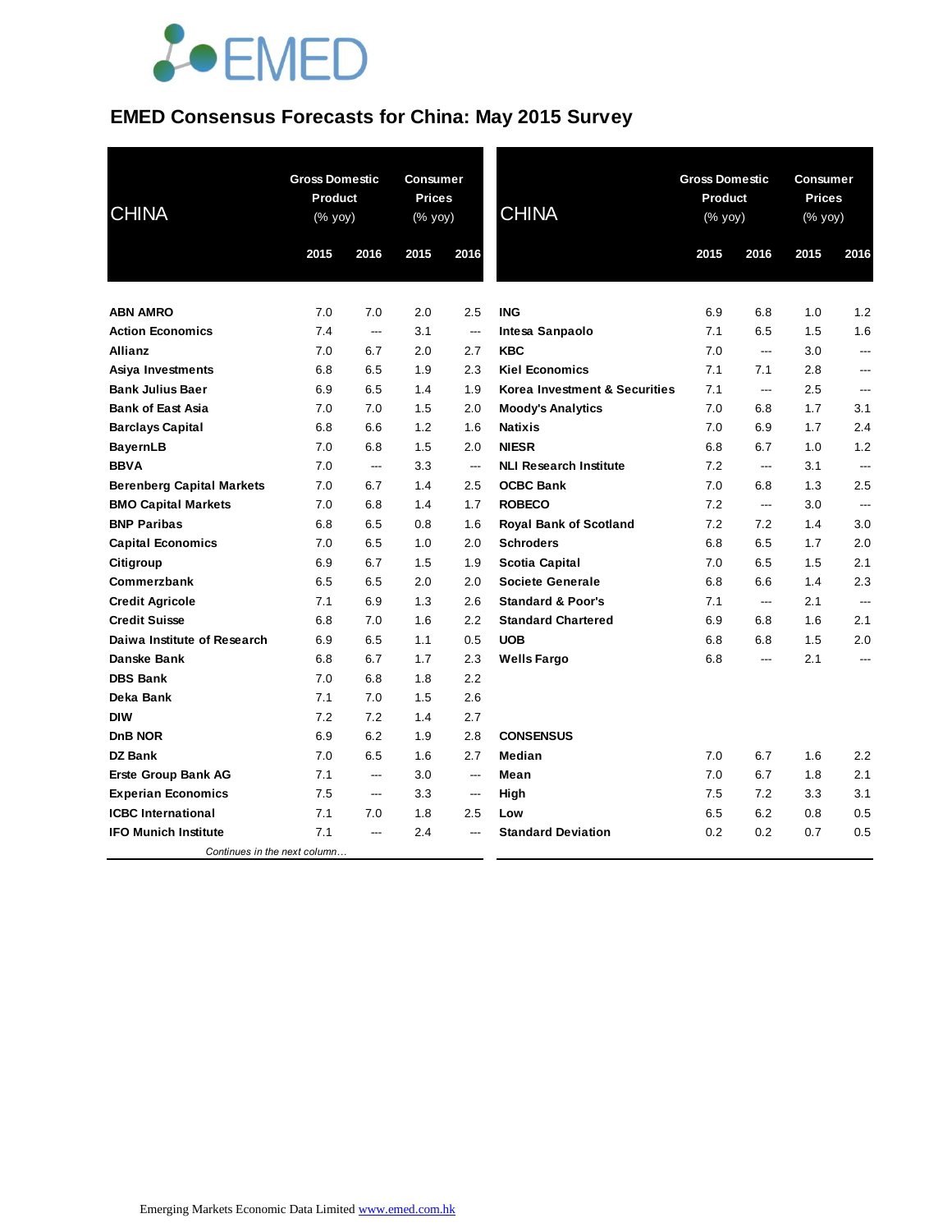# EMED Consensus Forecasts for China: May 2015 Survey

| CHINA | Gross Domestic Product (% yoy) | | Consumer Prices (% yoy) | |
|---|---|---|---|---|
| | 2015 | 2016 | 2015 | 2016 |
| **ABN AMRO** | 7.0 | 7.0 | 2.0 | 2.5 |
| **Action Economics** | 7.4 | --- | 3.1 | --- |
| **Allianz** | 7.0 | 6.7 | 2.0 | 2.7 |
| **Asiya Investments** | 6.8 | 6.5 | 1.9 | 2.3 |
| **Bank Julius Baer** | 6.9 | 6.5 | 1.4 | 1.9 |
| **Bank of East Asia** | 7.0 | 7.0 | 1.5 | 2.0 |
| **Barclays Capital** | 6.8 | 6.6 | 1.2 | 1.6 |
| **BayernLB** | 7.0 | 6.8 | 1.5 | 2.0 |
| **BBVA** | 7.0 | --- | 3.3 | --- |
| **Berenberg Capital Markets** | 7.0 | 6.7 | 1.4 | 2.5 |
| **BMO Capital Markets** | 7.0 | 6.8 | 1.4 | 1.7 |
| **BNP Paribas** | 6.8 | 6.5 | 0.8 | 1.6 |
| **Capital Economics** | 7.0 | 6.5 | 1.0 | 2.0 |
| **Citigroup** | 6.9 | 6.7 | 1.5 | 1.9 |
| **Commerzbank** | 6.5 | 6.5 | 2.0 | 2.0 |
| **Credit Agricole** | 7.1 | 6.9 | 1.3 | 2.6 |
| **Credit Suisse** | 6.8 | 7.0 | 1.6 | 2.2 |
| **Daiwa Institute of Research** | 6.9 | 6.5 | 1.1 | 0.5 |
| **Danske Bank** | 6.8 | 6.7 | 1.7 | 2.3 |
| **DBS Bank** | 7.0 | 6.8 | 1.8 | 2.2 |
| **Deka Bank** | 7.1 | 7.0 | 1.5 | 2.6 |
| **DIW** | 7.2 | 7.2 | 1.4 | 2.7 |
| **DnB NOR** | 6.9 | 6.2 | 1.9 | 2.8 |
| **DZ Bank** | 7.0 | 6.5 | 1.6 | 2.7 |
| **Erste Group Bank AG** | 7.1 | --- | 3.0 | --- |
| **Experian Economics** | 7.5 | --- | 3.3 | --- |
| **ICBC International** | 7.1 | 7.0 | 1.8 | 2.5 |
| **IFO Munich Institute** | 7.1 | --- | 2.4 | --- |
| **ING** | 6.9 | 6.8 | 1.0 | 1.2 |
| **Intesa Sanpaolo** | 7.1 | 6.5 | 1.5 | 1.6 |
| **KBC** | 7.0 | --- | 3.0 | --- |
| **Kiel Economics** | 7.1 | 7.1 | 2.8 | --- |
| **Korea Investment & Securities** | 7.1 | --- | 2.5 | --- |
| **Moody's Analytics** | 7.0 | 6.8 | 1.7 | 3.1 |
| **Natixis** | 7.0 | 6.9 | 1.7 | 2.4 |
| **NIESR** | 6.8 | 6.7 | 1.0 | 1.2 |
| **NLI Research Institute** | 7.2 | --- | 3.1 | --- |
| **OCBC Bank** | 7.0 | 6.8 | 1.3 | 2.5 |
| **ROBECO** | 7.2 | --- | 3.0 | --- |
| **Royal Bank of Scotland** | 7.2 | 7.2 | 1.4 | 3.0 |
| **Schroders** | 6.8 | 6.5 | 1.7 | 2.0 |
| **Scotia Capital** | 7.0 | 6.5 | 1.5 | 2.1 |
| **Societe Generale** | 6.8 | 6.6 | 1.4 | 2.3 |
| **Standard & Poor's** | 7.1 | --- | 2.1 | --- |
| **Standard Chartered** | 6.9 | 6.8 | 1.6 | 2.1 |
| **UOB** | 6.8 | 6.8 | 1.5 | 2.0 |
| **Wells Fargo** | 6.8 | --- | 2.1 | --- |
| **CONSENSUS** | | | | |
| **Median** | 7.0 | 6.7 | 1.6 | 2.2 |
| **Mean** | 7.0 | 6.7 | 1.8 | 2.1 |
| **High** | 7.5 | 7.2 | 3.3 | 3.1 |
| **Low** | 6.5 | 6.2 | 0.8 | 0.5 |
| **Standard Deviation** | 0.2 | 0.2 | 0.7 | 0.5 |

*Continues in the next column…*

Emerging Markets Economic Data Limited www.emed.com.hk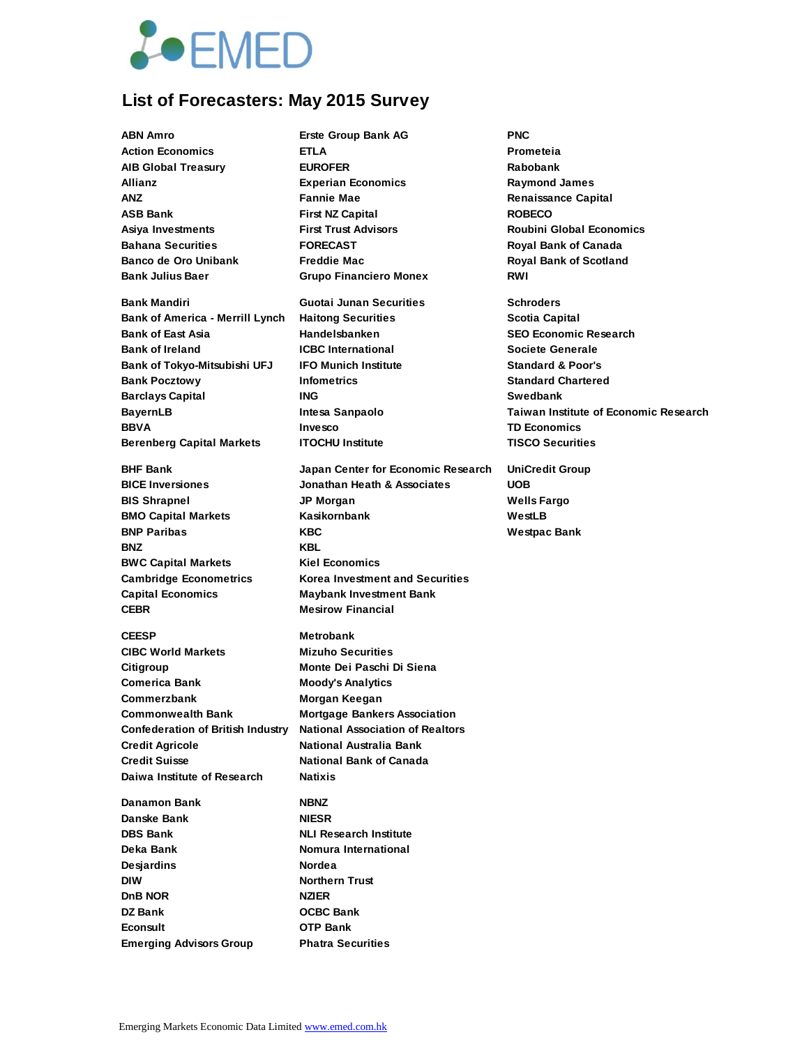EMED

# List of Forecasters: May 2015 Survey

ABN Amro
Action Economics
AIB Global Treasury
Allianz
ANZ
ASB Bank
Asiya Investments
Bahana Securities
Banco de Oro Unibank
Bank Julius Baer

Bank Mandiri
Bank of America - Merrill Lynch
Bank of East Asia
Bank of Ireland
Bank of Tokyo-Mitsubishi UFJ
Bank Pocztowy
Barclays Capital
BayernLB
BBVA
Berenberg Capital Markets

BHF Bank
BICE Inversiones
BIS Shrapnel
BMO Capital Markets
BNP Paribas
BNZ
BWC Capital Markets
Cambridge Econometrics
Capital Economics
CEBR

CEESP
CIBC World Markets
Citigroup
Comerica Bank
Commerzbank
Commonwealth Bank
Confederation of British Industry
Credit Agricole
Credit Suisse
Daiwa Institute of Research

Danamon Bank
Danske Bank
DBS Bank
Deka Bank
Desjardins
DIW
DnB NOR
DZ Bank
Econsult
Emerging Advisors Group

Erste Group Bank AG
ETLA
EUROFER
Experian Economics
Fannie Mae
First NZ Capital
First Trust Advisors
FORECAST
Freddie Mac
Grupo Financiero Monex

Guotai Junan Securities
Haitong Securities
Handelsbanken
ICBC International
IFO Munich Institute
Infometrics
ING
Intesa Sanpaolo
Invesco
ITOCHU Institute

Japan Center for Economic Research
Jonathan Heath & Associates
JP Morgan
Kasikornbank
KBC
KBL
Kiel Economics
Korea Investment and Securities
Maybank Investment Bank
Mesirow Financial

Metrobank
Mizuho Securities
Monte Dei Paschi Di Siena
Moody's Analytics
Morgan Keegan
Mortgage Bankers Association
National Association of Realtors
National Australia Bank
National Bank of Canada
Natixis

NBNZ
NIESR
NLI Research Institute
Nomura International
Nordea
Northern Trust
NZIER
OCBC Bank
OTP Bank
Phatra Securities

PNC
Prometeia
Rabobank
Raymond James
Renaissance Capital
ROBECO
Roubini Global Economics
Royal Bank of Canada
Royal Bank of Scotland
RWI

Schroders
Scotia Capital
SEO Economic Research
Societe Generale
Standard & Poor's
Standard Chartered
Swedbank
Taiwan Institute of Economic Research
TD Economics
TISCO Securities

UniCredit Group
UOB
Wells Fargo
WestLB
Westpac Bank

Emerging Markets Economic Data Limited www.emed.com.hk